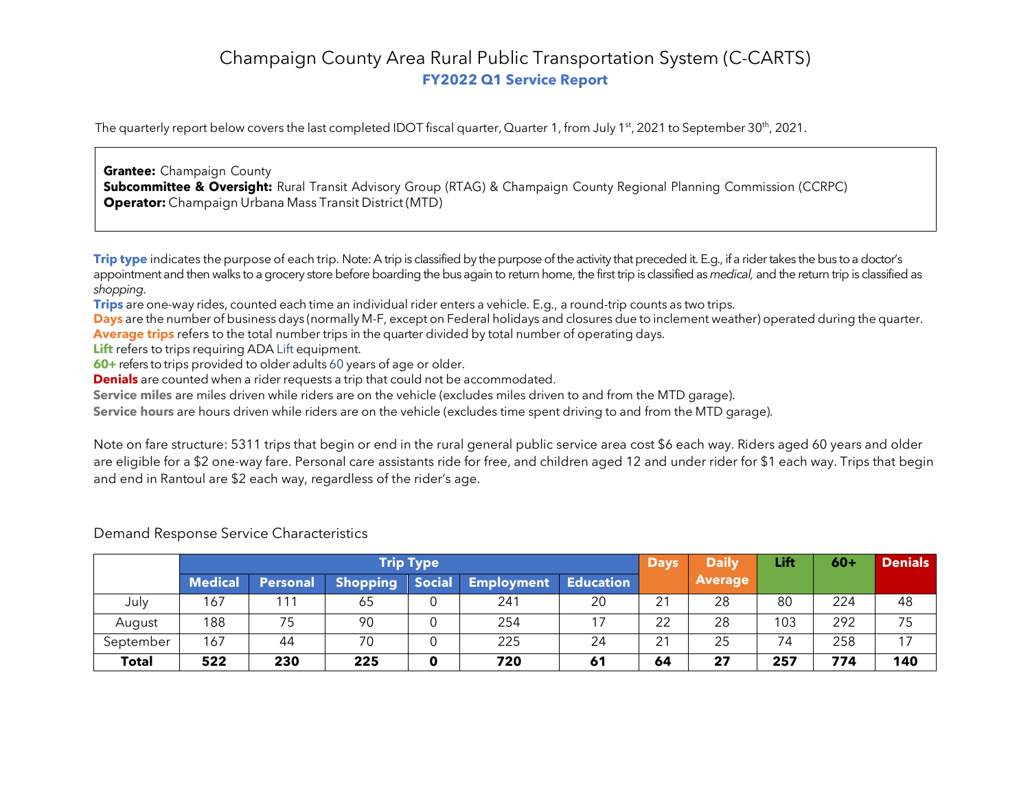# Champaign County Area Rural Public Transportation System (C-CARTS)

## FY2022 Q1 Service Report

The quarterly report below covers the last completed IDOT fiscal quarter, Quarter 1, from July 1st, 2021 to September 30th, 2021.

**Grantee:** Champaign County
**Subcommittee & Oversight:** Rural Transit Advisory Group (RTAG) & Champaign County Regional Planning Commission (CCRPC)
**Operator:** Champaign Urbana Mass Transit District (MTD)

**Trip type** indicates the purpose of each trip. Note: A trip is classified by the purpose of the activity that preceded it. E.g., if a rider takes the bus to a doctor's appointment and then walks to a grocery store before boarding the bus again to return home, the first trip is classified as *medical,* and the return trip is classified as *shopping*.
**Trips** are one-way rides, counted each time an individual rider enters a vehicle. E.g., a round-trip counts as two trips.
**Days** are the number of business days (normally M-F, except on Federal holidays and closures due to inclement weather) operated during the quarter.
**Average trips** refers to the total number trips in the quarter divided by total number of operating days.
**Lift** refers to trips requiring ADA Lift equipment.
**60+** refers to trips provided to older adults 60 years of age or older.
**Denials** are counted when a rider requests a trip that could not be accommodated.
**Service miles** are miles driven while riders are on the vehicle (excludes miles driven to and from the MTD garage).
**Service hours** are hours driven while riders are on the vehicle (excludes time spent driving to and from the MTD garage).

Note on fare structure: 5311 trips that begin or end in the rural general public service area cost $6 each way. Riders aged 60 years and older are eligible for a $2 one-way fare. Personal care assistants ride for free, and children aged 12 and under rider for $1 each way. Trips that begin and end in Rantoul are $2 each way, regardless of the rider's age.

Demand Response Service Characteristics

| | Trip Type | | | | | | Days | Daily Average | Lift | 60+ | Denials |
|---|---|---|---|---|---|---|---|---|---|---|---|
| | Medical | Personal | Shopping | Social | Employment | Education | | | | | |
| July | 167 | 111 | 65 | 0 | 241 | 20 | 21 | 28 | 80 | 224 | 48 |
| August | 188 | 75 | 90 | 0 | 254 | 17 | 22 | 28 | 103 | 292 | 75 |
| September | 167 | 44 | 70 | 0 | 225 | 24 | 21 | 25 | 74 | 258 | 17 |
| **Total** | **522** | **230** | **225** | **0** | **720** | **61** | **64** | **27** | **257** | **774** | **140** |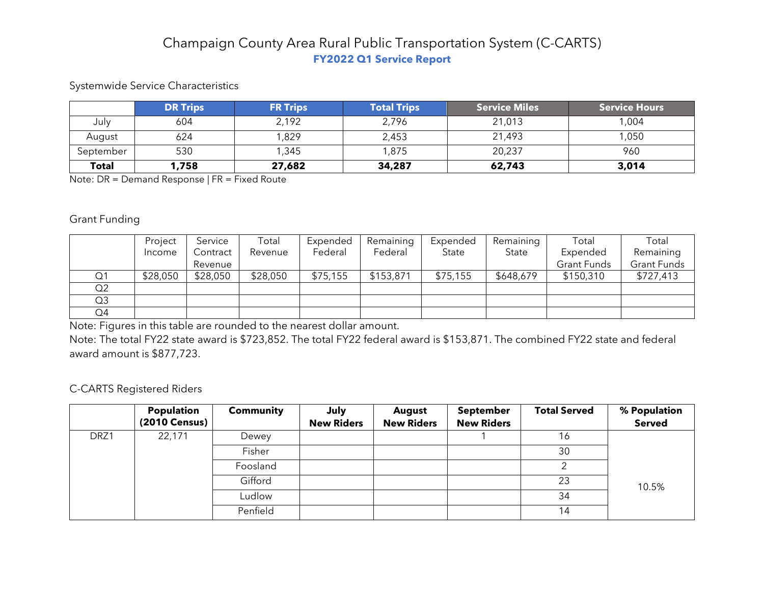# Champaign County Area Rural Public Transportation System (C-CARTS)

## FY2022 Q1 Service Report

### Systemwide Service Characteristics

| | DR Trips | FR Trips | Total Trips | Service Miles | Service Hours |
|---|---|---|---|---|---|
| July | 604 | 2,192 | 2,796 | 21,013 | 1,004 |
| August | 624 | 1,829 | 2,453 | 21,493 | 1,050 |
| September | 530 | 1,345 | 1,875 | 20,237 | 960 |
| **Total** | **1,758** | **27,682** | **34,287** | **62,743** | **3,014** |

Note: DR = Demand Response | FR = Fixed Route

### Grant Funding

| | Project Income | Service Contract Revenue | Total Revenue | Expended Federal | Remaining Federal | Expended State | Remaining State | Total Expended Grant Funds | Total Remaining Grant Funds |
|---|---|---|---|---|---|---|---|---|---|
| Q1 | $28,050 | $28,050 | $28,050 | $75,155 | $153,871 | $75,155 | $648,679 | $150,310 | $727,413 |
| Q2 | | | | | | | | | |
| Q3 | | | | | | | | | |
| Q4 | | | | | | | | | |

Note: Figures in this table are rounded to the nearest dollar amount.

Note: The total FY22 state award is $723,852. The total FY22 federal award is $153,871. The combined FY22 state and federal award amount is $877,723.

### C-CARTS Registered Riders

| | Population (2010 Census) | Community | July New Riders | August New Riders | September New Riders | Total Served | % Population Served |
|---|---|---|---|---|---|---|---|
| DRZ1 | 22,171 | Dewey | | | 1 | 16 | 10.5% |
| | | Fisher | | | | 30 | |
| | | Foosland | | | | 2 | |
| | | Gifford | | | | 23 | |
| | | Ludlow | | | | 34 | |
| | | Penfield | | | | 14 | |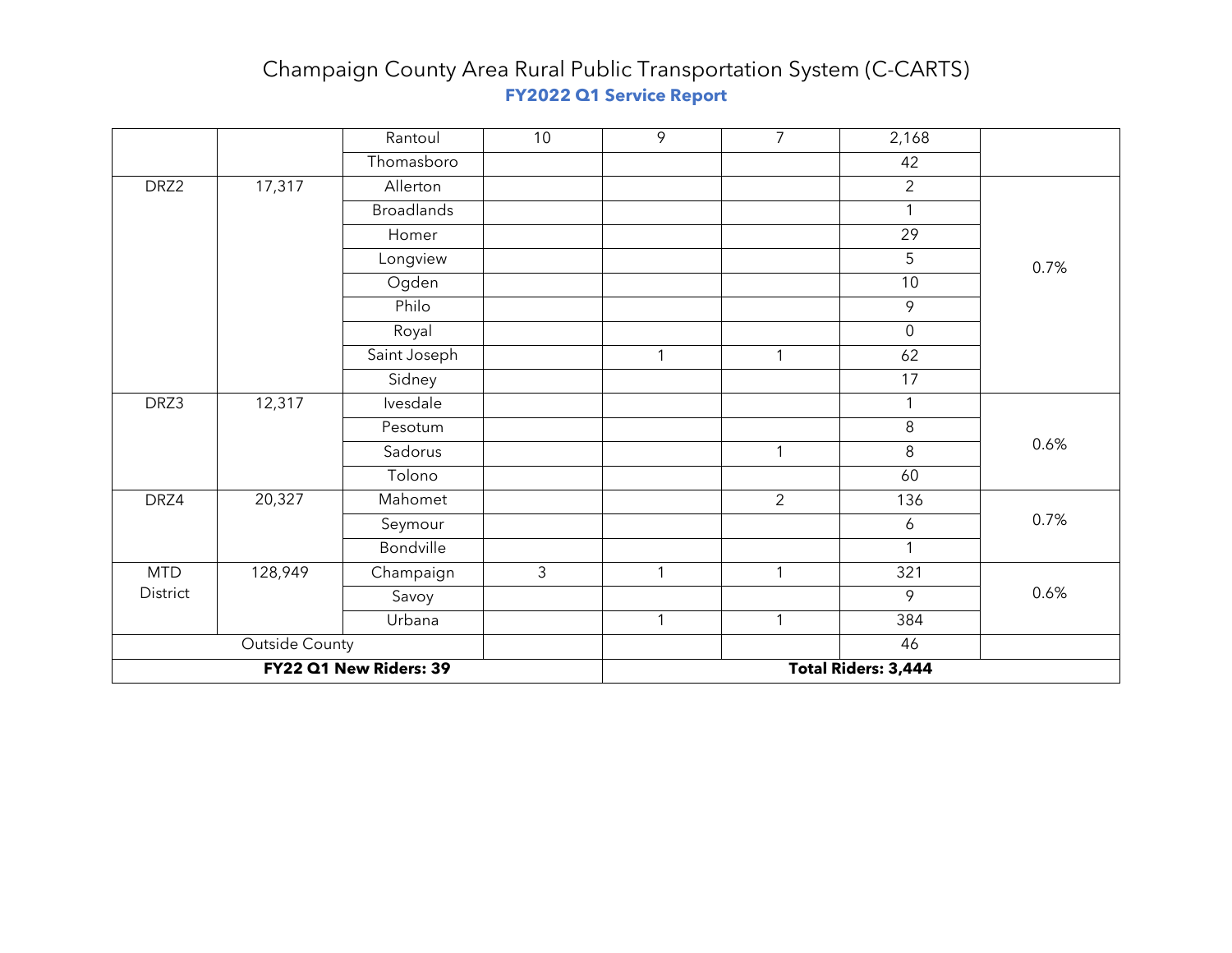Champaign County Area Rural Public Transportation System (C-CARTS)

**FY2022 Q1 Service Report**

| | | | | | | | |
|---|---|---|---|---|---|---|---|
| | | Rantoul | 10 | 9 | 7 | 2,168 | |
| | | Thomasboro | | | | 42 | |
| DRZ2 | 17,317 | Allerton | | | | 2 | 0.7% |
| | | Broadlands | | | | 1 | |
| | | Homer | | | | 29 | |
| | | Longview | | | | 5 | |
| | | Ogden | | | | 10 | |
| | | Philo | | | | 9 | |
| | | Royal | | | | 0 | |
| | | Saint Joseph | | 1 | 1 | 62 | |
| | | Sidney | | | | 17 | |
| DRZ3 | 12,317 | Ivesdale | | | | 1 | 0.6% |
| | | Pesotum | | | | 8 | |
| | | Sadorus | | | 1 | 8 | |
| | | Tolono | | | | 60 | |
| DRZ4 | 20,327 | Mahomet | | | 2 | 136 | 0.7% |
| | | Seymour | | | | 6 | |
| | | Bondville | | | | 1 | |
| MTD District | 128,949 | Champaign | 3 | 1 | 1 | 321 | 0.6% |
| | | Savoy | | | | 9 | |
| | | Urbana | | 1 | 1 | 384 | |
| Outside County | | | | | | 46 | |
| **FY22 Q1 New Riders: 39** | | | | **Total Riders: 3,444** | | | |